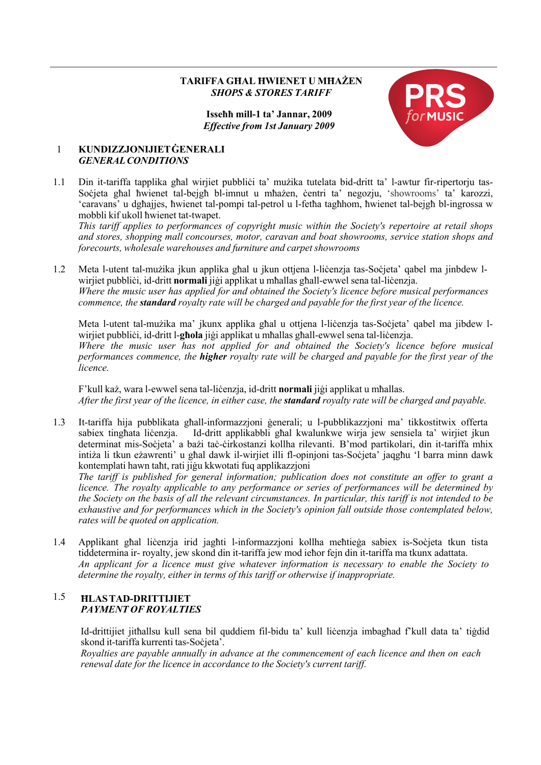# TARIFFA GĦAL ĦWIENET U MĦAŻEN
## *SHOPS & STORES TARIFF*

**Isseħħ mill-1 ta' Jannar, 2009**
***Effective from 1st January 2009***

## 1 KUNDIZZJONIJIET ĠENERALI
### *GENERAL CONDITIONS*

1.1 Din it-tariffa tapplika għal wirjiet pubbliċi ta' mużika tutelata bid-dritt ta' l-awtur fir-ripertorju tas-Soċjeta għal ħwienet tal-bejgħ bl-imnut u mħażen, ċentri ta' negozju, 'showrooms' ta' karozzi, 'caravans' u dgħajjes, ħwienet tal-pompi tal-petrol u l-fetħa tagħhom, ħwienet tal-bejgħ bl-ingrossa w mobbli kif ukoll ħwienet tat-twapet.
*This tariff applies to performances of copyright music within the Society's repertoire at retail shops and stores, shopping mall concourses, motor, caravan and boat showrooms, service station shops and forecourts, wholesale warehouses and furniture and carpet showrooms*

1.2 Meta l-utent tal-mużika jkun applika għal u jkun ottjena l-liċenzja tas-Soċjeta' qabel ma jinbdew l-wirjiet pubbliċi, id-dritt **normali** jiġi applikat u mħallas għall-ewwel sena tal-liċenzja.
*Where the music user has applied for and obtained the Society's licence before musical performances commence, the **standard** royalty rate will be charged and payable for the first year of the licence.*

Meta l-utent tal-mużika ma' jkunx applika għal u ottjena l-liċenzja tas-Soċjeta' qabel ma jibdew l-wirjiet pubbliċi, id-dritt l-**għola** jiġi applikat u mħallas għall-ewwel sena tal-liċenzja.
*Where the music user has not applied for and obtained the Society's licence before musical performances commence, the **higher** royalty rate will be charged and payable for the first year of the licence.*

F'kull każ, wara l-ewwel sena tal-liċenzja, id-dritt **normali** jiġi applikat u mħallas.
*After the first year of the licence, in either case, the **standard** royalty rate will be charged and payable.*

1.3 It-tariffa hija pubblikata għall-informazzjoni ġenerali; u l-pubblikazzjoni ma' tikkostitwix offerta sabiex tingħata liċenzja. Id-dritt applikabbli għal kwalunkwe wirja jew sensiela ta' wirjiet jkun determinat mis-Soċjeta' a bażi taċ-ċirkostanzi kollha rilevanti. B'mod partikolari, din it-tariffa mhix intiża li tkun eżawrenti' u għal dawk il-wirjiet illi fl-opinjoni tas-Soċjeta' jaqgħu 'l barra minn dawk kontemplati hawn taħt, rati jiġu kkwotati fuq applikazzjoni
*The tariff is published for general information; publication does not constitute an offer to grant a licence. The royalty applicable to any performance or series of performances will be determined by the Society on the basis of all the relevant circumstances. In particular, this tariff is not intended to be exhaustive and for performances which in the Society's opinion fall outside those contemplated below, rates will be quoted on application.*

1.4 Applikant għal liċenzja irid jagħti l-informazzjoni kollha meħtieġa sabiex is-Soċjeta tkun tista tiddetermina ir- royalty, jew skond din it-tariffa jew mod ieħor fejn din it-tariffa ma tkunx adattata.
*An applicant for a licence must give whatever information is necessary to enable the Society to determine the royalty, either in terms of this tariff or otherwise if inappropriate.*

### 1.5 ĦLAS TAD-DRITTIJIET
#### *PAYMENT OF ROYALTIES*

Id-drittijiet jitħallsu kull sena bil quddiem fil-bidu ta' kull liċenzja imbagħad f'kull data ta' tiġdid skond it-tariffa kurrenti tas-Soċjeta'.
*Royalties are payable annually in advance at the commencement of each licence and then on each renewal date for the licence in accordance to the Society's current tariff.*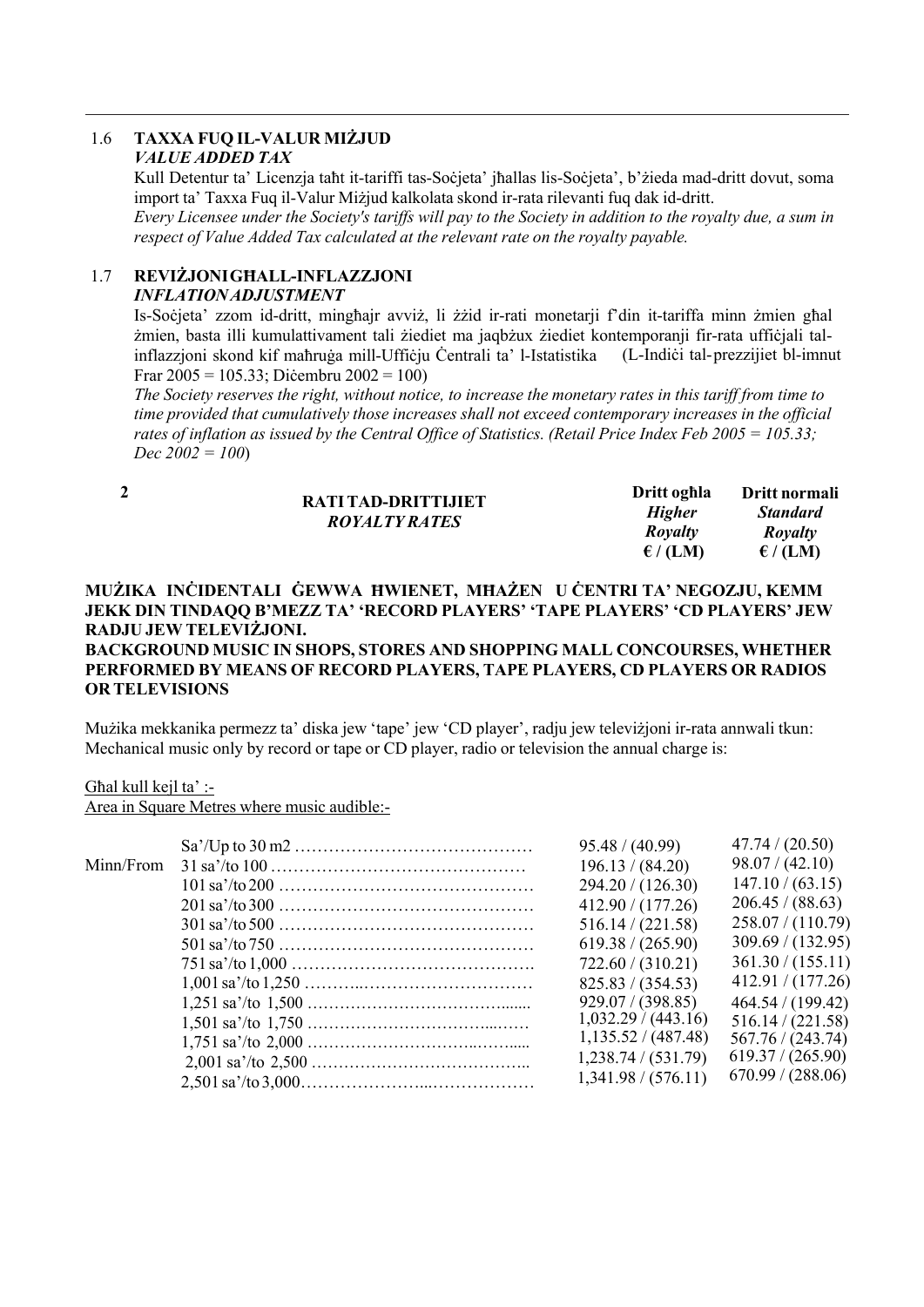1.6 **TAXXA FUQ IL-VALUR MIŻJUD**
*VALUE ADDED TAX*

Kull Detentur ta' Licenzja taħt it-tariffi tas-Soċjeta' jħallas lis-Soċjeta', b'żieda mad-dritt dovut, soma import ta' Taxxa Fuq il-Valur Miżjud kalkolata skond ir-rata rilevanti fuq dak id-dritt.
*Every Licensee under the Society's tariffs will pay to the Society in addition to the royalty due, a sum in respect of Value Added Tax calculated at the relevant rate on the royalty payable.*

1.7 **REVIŻJONI GĦALL-INFLAZZJONI**
*INFLATION ADJUSTMENT*

Is-Soċjeta' zzom id-dritt, mingħajr avviż, li żżid ir-rati monetarji f'din it-tariffa minn żmien għal żmien, basta illi kumulattivament tali żiediet ma jaqbżux żiediet kontemporanji fir-rata uffiċjali tal-inflazzjoni skond kif maħruġa mill-Uffiċju Ċentrali ta' l-Istatistika (L-Indiċi tal-prezzijiet bl-imnut Frar 2005 = 105.33; Diċembru 2002 = 100)
*The Society reserves the right, without notice, to increase the monetary rates in this tariff from time to time provided that cumulatively those increases shall not exceed contemporary increases in the official rates of inflation as issued by the Central Office of Statistics. (Retail Price Index Feb 2005 = 105.33; Dec 2002 = 100*)

**2** **RATI TAD-DRITTIJIET** *ROYALTY RATES*

**MUŻIKA INĊIDENTALI ĠEWWA ĦWIENET, MĦAŻEN U ĊENTRI TA' NEGOZJU, KEMM JEKK DIN TINDAQQ B'MEZZ TA' 'RECORD PLAYERS' 'TAPE PLAYERS' 'CD PLAYERS' JEW RADJU JEW TELEVIŻJONI.**
**BACKGROUND MUSIC IN SHOPS, STORES AND SHOPPING MALL CONCOURSES, WHETHER PERFORMED BY MEANS OF RECORD PLAYERS, TAPE PLAYERS, CD PLAYERS OR RADIOS OR TELEVISIONS**

Mużika mekkanika permezz ta' diska jew 'tape' jew 'CD player', radju jew televiżjoni ir-rata annwali tkun:
Mechanical music only by record or tape or CD player, radio or television the annual charge is:

Għal kull kejl ta' :-
Area in Square Metres where music audible:-

| | | **Dritt ogħla** *Higher Royalty* **€ / (LM)** | **Dritt normali** *Standard Royalty* **€ / (LM)** |
|---|---|---|---|
| | Sa'/Up to 30 m2 | 95.48 / (40.99) | 47.74 / (20.50) |
| Minn/From | 31 sa'/to 100 | 196.13 / (84.20) | 98.07 / (42.10) |
| | 101 sa'/to 200 | 294.20 / (126.30) | 147.10 / (63.15) |
| | 201 sa'/to 300 | 412.90 / (177.26) | 206.45 / (88.63) |
| | 301 sa'/to 500 | 516.14 / (221.58) | 258.07 / (110.79) |
| | 501 sa'/to 750 | 619.38 / (265.90) | 309.69 / (132.95) |
| | 751 sa'/to 1,000 | 722.60 / (310.21) | 361.30 / (155.11) |
| | 1,001 sa'/to 1,250 | 825.83 / (354.53) | 412.91 / (177.26) |
| | 1,251 sa'/to 1,500 | 929.07 / (398.85) | 464.54 / (199.42) |
| | 1,501 sa'/to 1,750 | 1,032.29 / (443.16) | 516.14 / (221.58) |
| | 1,751 sa'/to 2,000 | 1,135.52 / (487.48) | 567.76 / (243.74) |
| | 2,001 sa'/to 2,500 | 1,238.74 / (531.79) | 619.37 / (265.90) |
| | 2,501 sa'/to 3,000 | 1,341.98 / (576.11) | 670.99 / (288.06) |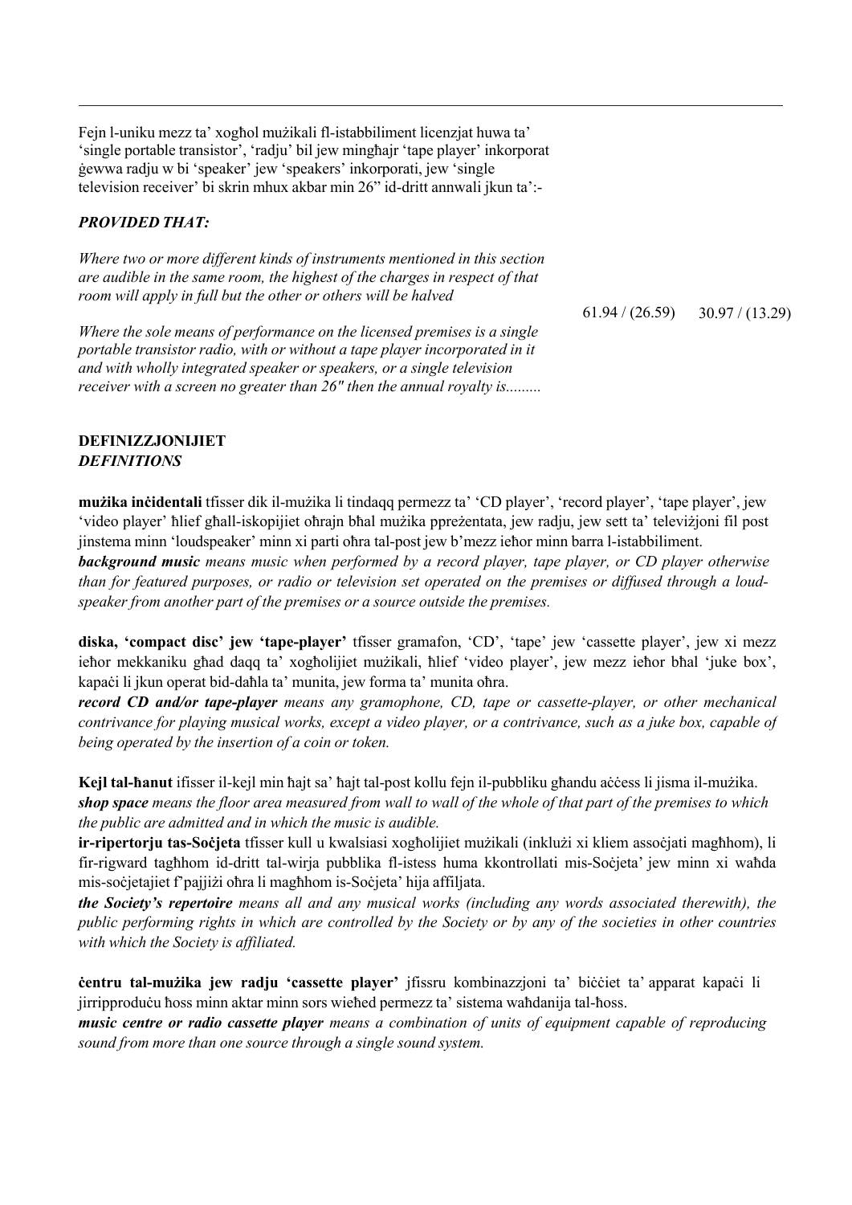Fejn l-uniku mezz ta' xogħol mużikali fl-istabbiliment licenzjat huwa ta' 'single portable transistor', 'radju' bil jew mingħajr 'tape player' inkorporat ġewwa radju w bi 'speaker' jew 'speakers' inkorporati, jew 'single television receiver' bi skrin mhux akbar min 26" id-dritt annwali jkun ta':-

***PROVIDED THAT:***

*Where two or more different kinds of instruments mentioned in this section are audible in the same room, the highest of the charges in respect of that room will apply in full but the other or others will be halved*

*Where the sole means of performance on the licensed premises is a single portable transistor radio, with or without a tape player incorporated in it and with wholly integrated speaker or speakers, or a single television receiver with a screen no greater than 26" then the annual royalty is.........*

61.94 / (26.59) 30.97 / (13.29)

**DEFINIZZJONIJIET**
***DEFINITIONS***

**mużika inċidentali** tfisser dik il-mużika li tindaqq permezz ta' 'CD player', 'record player', 'tape player', jew 'video player' ħlief għall-iskopijiet oħrajn bħal mużika ppreżentata, jew radju, jew sett ta' televiżjoni fil post jinstema minn 'loudspeaker' minn xi parti oħra tal-post jew b'mezz ieħor minn barra l-istabbiliment.
***background music*** *means music when performed by a record player, tape player, or CD player otherwise than for featured purposes, or radio or television set operated on the premises or diffused through a loud-speaker from another part of the premises or a source outside the premises.*

**diska, 'compact disc' jew 'tape-player'** tfisser gramafon, 'CD', 'tape' jew 'cassette player', jew xi mezz ieħor mekkaniku għad daqq ta' xogħolijiet mużikali, ħlief 'video player', jew mezz ieħor bħal 'juke box', kapaċi li jkun operat bid-daħla ta' munita, jew forma ta' munita oħra.
***record CD and/or tape-player*** *means any gramophone, CD, tape or cassette-player, or other mechanical contrivance for playing musical works, except a video player, or a contrivance, such as a juke box, capable of being operated by the insertion of a coin or token.*

**Kejl tal-ħanut** ifisser il-kejl min ħajt sa' ħajt tal-post kollu fejn il-pubbliku għandu aċċess li jisma il-mużika.
***shop space*** *means the floor area measured from wall to wall of the whole of that part of the premises to which the public are admitted and in which the music is audible.*
**ir-ripertorju tas-Soċjeta** tfisser kull u kwalsiasi xogħolijiet mużikali (inklużi xi kliem assoċjati magħhom), li fir-rigward tagħhom id-dritt tal-wirja pubblika fl-istess huma kkontrollati mis-Soċjeta' jew minn xi waħda mis-soċjetajiet f'pajjiżi oħra li magħhom is-Soċjeta' hija affiljata.
***the Society's repertoire*** *means all and any musical works (including any words associated therewith), the public performing rights in which are controlled by the Society or by any of the societies in other countries with which the Society is affiliated.*

**ċentru tal-mużika jew radju 'cassette player'** jfissru kombinazzjoni ta' biċċiet ta' apparat kapaċi li jirripproduċu ħoss minn aktar minn sors wieħed permezz ta' sistema waħdanija tal-ħoss.
***music centre or radio cassette player*** *means a combination of units of equipment capable of reproducing sound from more than one source through a single sound system.*